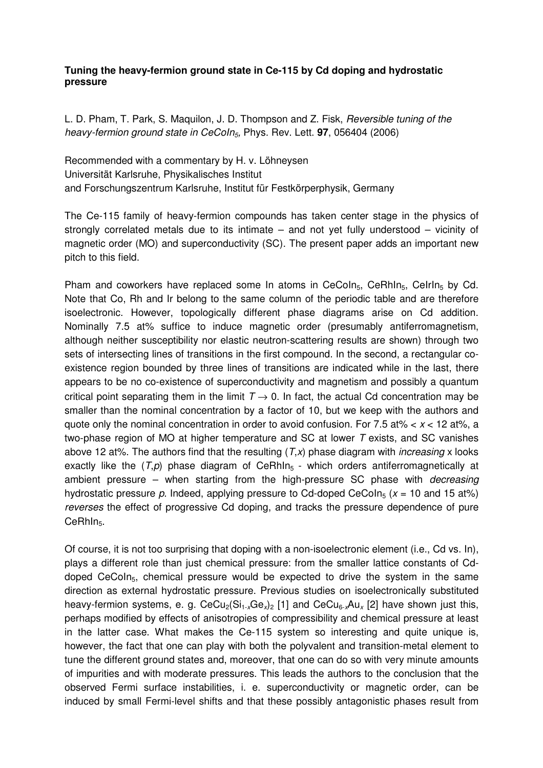**Tuning the heavy-fermion ground state in Ce-115 by Cd doping and hydrostatic pressure**

L. D. Pham, T. Park, S. Maquilon, J. D. Thompson and Z. Fisk, *Reversible tuning of the heavy-fermion ground state in $CeCoIn_5$,* Phys. Rev. Lett. **97**, 056404 (2006)

Recommended with a commentary by H. v. Löhneysen
Universität Karlsruhe, Physikalisches Institut
and Forschungszentrum Karlsruhe, Institut für Festkörperphysik, Germany

The Ce-115 family of heavy-fermion compounds has taken center stage in the physics of strongly correlated metals due to its intimate – and not yet fully understood – vicinity of magnetic order (MO) and superconductivity (SC). The present paper adds an important new pitch to this field.

Pham and coworkers have replaced some In atoms in $CeCoIn_5$, $CeRhIn_5$, $CeIrIn_5$ by Cd. Note that Co, Rh and Ir belong to the same column of the periodic table and are therefore isoelectronic. However, topologically different phase diagrams arise on Cd addition. Nominally 7.5 at% suffice to induce magnetic order (presumably antiferromagnetism, although neither susceptibility nor elastic neutron-scattering results are shown) through two sets of intersecting lines of transitions in the first compound. In the second, a rectangular co-existence region bounded by three lines of transitions are indicated while in the last, there appears to be no co-existence of superconductivity and magnetism and possibly a quantum critical point separating them in the limit $T \to 0$. In fact, the actual Cd concentration may be smaller than the nominal concentration by a factor of 10, but we keep with the authors and quote only the nominal concentration in order to avoid confusion. For 7.5 at% < $x$ < 12 at%, a two-phase region of MO at higher temperature and SC at lower $T$ exists, and SC vanishes above 12 at%. The authors find that the resulting ($T$,$x$) phase diagram with *increasing* x looks exactly like the ($T$,$p$) phase diagram of $CeRhIn_5$ - which orders antiferromagnetically at ambient pressure – when starting from the high-pressure SC phase with *decreasing* hydrostatic pressure $p$. Indeed, applying pressure to Cd-doped $CeCoIn_5$ ($x$ = 10 and 15 at%) *reverses* the effect of progressive Cd doping, and tracks the pressure dependence of pure $CeRhIn_5$.

Of course, it is not too surprising that doping with a non-isoelectronic element (i.e., Cd vs. In), plays a different role than just chemical pressure: from the smaller lattice constants of Cd-doped $CeCoIn_5$, chemical pressure would be expected to drive the system in the same direction as external hydrostatic pressure. Previous studies on isoelectronically substituted heavy-fermion systems, e. g. $CeCu_2(Si_{1-x}Ge_x)_2$ [1] and $CeCu_{6-x}Au_x$ [2] have shown just this, perhaps modified by effects of anisotropies of compressibility and chemical pressure at least in the latter case. What makes the Ce-115 system so interesting and quite unique is, however, the fact that one can play with both the polyvalent and transition-metal element to tune the different ground states and, moreover, that one can do so with very minute amounts of impurities and with moderate pressures. This leads the authors to the conclusion that the observed Fermi surface instabilities, i. e. superconductivity or magnetic order, can be induced by small Fermi-level shifts and that these possibly antagonistic phases result from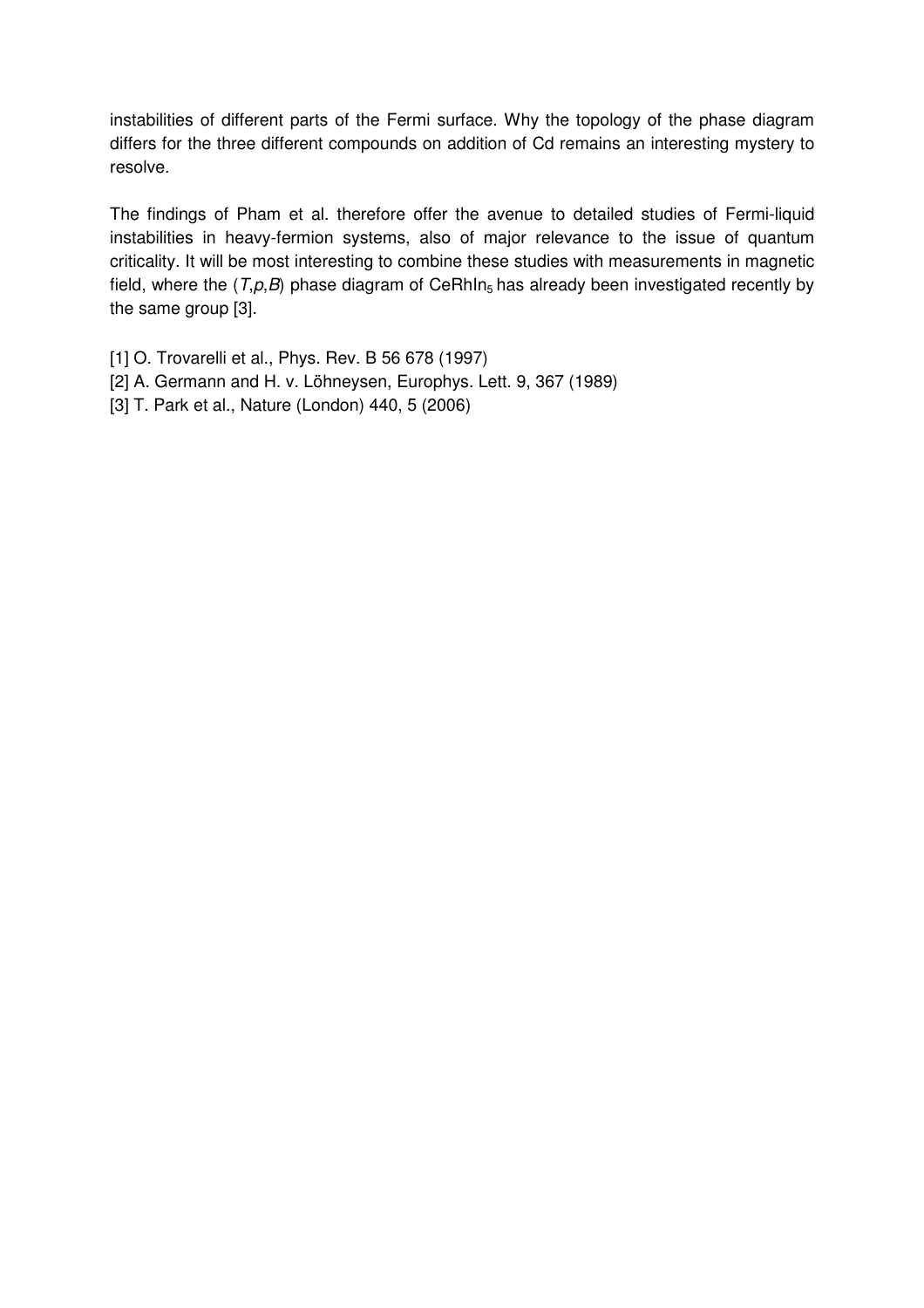instabilities of different parts of the Fermi surface. Why the topology of the phase diagram differs for the three different compounds on addition of Cd remains an interesting mystery to resolve.

The findings of Pham et al. therefore offer the avenue to detailed studies of Fermi-liquid instabilities in heavy-fermion systems, also of major relevance to the issue of quantum criticality. It will be most interesting to combine these studies with measurements in magnetic field, where the ($T$,$p$,$B$) phase diagram of $CeRhIn_5$ has already been investigated recently by the same group [3].

[1] O. Trovarelli et al., Phys. Rev. B 56 678 (1997)
[2] A. Germann and H. v. Löhneysen, Europhys. Lett. 9, 367 (1989)
[3] T. Park et al., Nature (London) 440, 5 (2006)